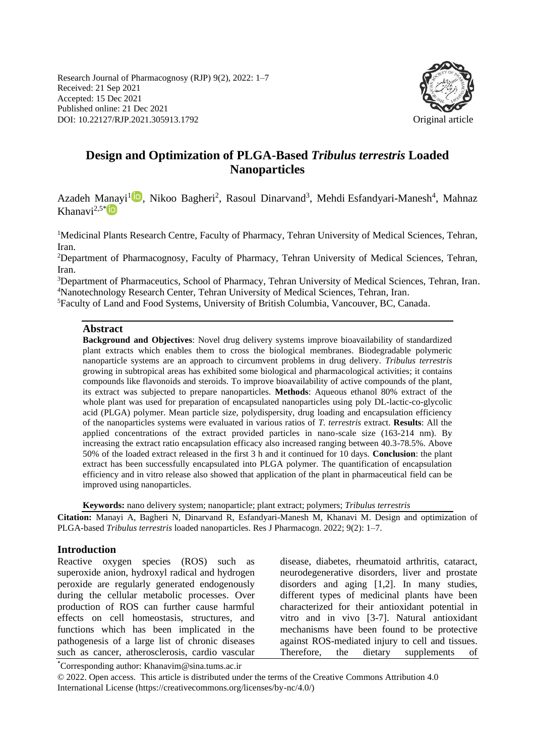Research Journal of Pharmacognosy (RJP) 9(2), 2022: 1–7
Received: 21 Sep 2021
Accepted: 15 Dec 2021
Published online: 21 Dec 2021
DOI: 10.22127/RJP.2021.305913.1792

Original article

# Design and Optimization of PLGA-Based *Tribulus terrestris* Loaded Nanoparticles

Azadeh Manayi[1], Nikoo Bagheri[2], Rasoul Dinarvand[3], Mehdi Esfandyari-Manesh[4], Mahnaz Khanavi[2,5*]

[1]Medicinal Plants Research Centre, Faculty of Pharmacy, Tehran University of Medical Sciences, Tehran, Iran.
[2]Department of Pharmacognosy, Faculty of Pharmacy, Tehran University of Medical Sciences, Tehran, Iran.
[3]Department of Pharmaceutics, School of Pharmacy, Tehran University of Medical Sciences, Tehran, Iran.
[4]Nanotechnology Research Center, Tehran University of Medical Sciences, Tehran, Iran.
[5]Faculty of Land and Food Systems, University of British Columbia, Vancouver, BC, Canada.

## Abstract

**Background and Objectives**: Novel drug delivery systems improve bioavailability of standardized plant extracts which enables them to cross the biological membranes. Biodegradable polymeric nanoparticle systems are an approach to circumvent problems in drug delivery. *Tribulus terrestris* growing in subtropical areas has exhibited some biological and pharmacological activities; it contains compounds like flavonoids and steroids. To improve bioavailability of active compounds of the plant, its extract was subjected to prepare nanoparticles. **Methods**: Aqueous ethanol 80% extract of the whole plant was used for preparation of encapsulated nanoparticles using poly DL-lactic-co-glycolic acid (PLGA) polymer. Mean particle size, polydispersity, drug loading and encapsulation efficiency of the nanoparticles systems were evaluated in various ratios of *T. terrestris* extract. **Results**: All the applied concentrations of the extract provided particles in nano-scale size (163-214 nm). By increasing the extract ratio encapsulation efficacy also increased ranging between 40.3-78.5%. Above 50% of the loaded extract released in the first 3 h and it continued for 10 days. **Conclusion**: the plant extract has been successfully encapsulated into PLGA polymer. The quantification of encapsulation efficiency and in vitro release also showed that application of the plant in pharmaceutical field can be improved using nanoparticles.

**Keywords:** nano delivery system; nanoparticle; plant extract; polymers; *Tribulus terrestris*

**Citation:** Manayi A, Bagheri N, Dinarvand R, Esfandyari-Manesh M, Khanavi M. Design and optimization of PLGA-based *Tribulus terrestris* loaded nanoparticles. Res J Pharmacogn. 2022; 9(2): 1–7.

## Introduction

Reactive oxygen species (ROS) such as superoxide anion, hydroxyl radical and hydrogen peroxide are regularly generated endogenously during the cellular metabolic processes. Over production of ROS can further cause harmful effects on cell homeostasis, structures, and functions which has been implicated in the pathogenesis of a large list of chronic diseases such as cancer, atherosclerosis, cardio vascular disease, diabetes, rheumatoid arthritis, cataract, neurodegenerative disorders, liver and prostate disorders and aging [1,2]. In many studies, different types of medicinal plants have been characterized for their antioxidant potential in vitro and in vivo [3-7]. Natural antioxidant mechanisms have been found to be protective against ROS-mediated injury to cell and tissues. Therefore, the dietary supplements of

*Corresponding author: Khanavim@sina.tums.ac.ir

© 2022. Open access. This article is distributed under the terms of the Creative Commons Attribution 4.0 International License (https://creativecommons.org/licenses/by-nc/4.0/)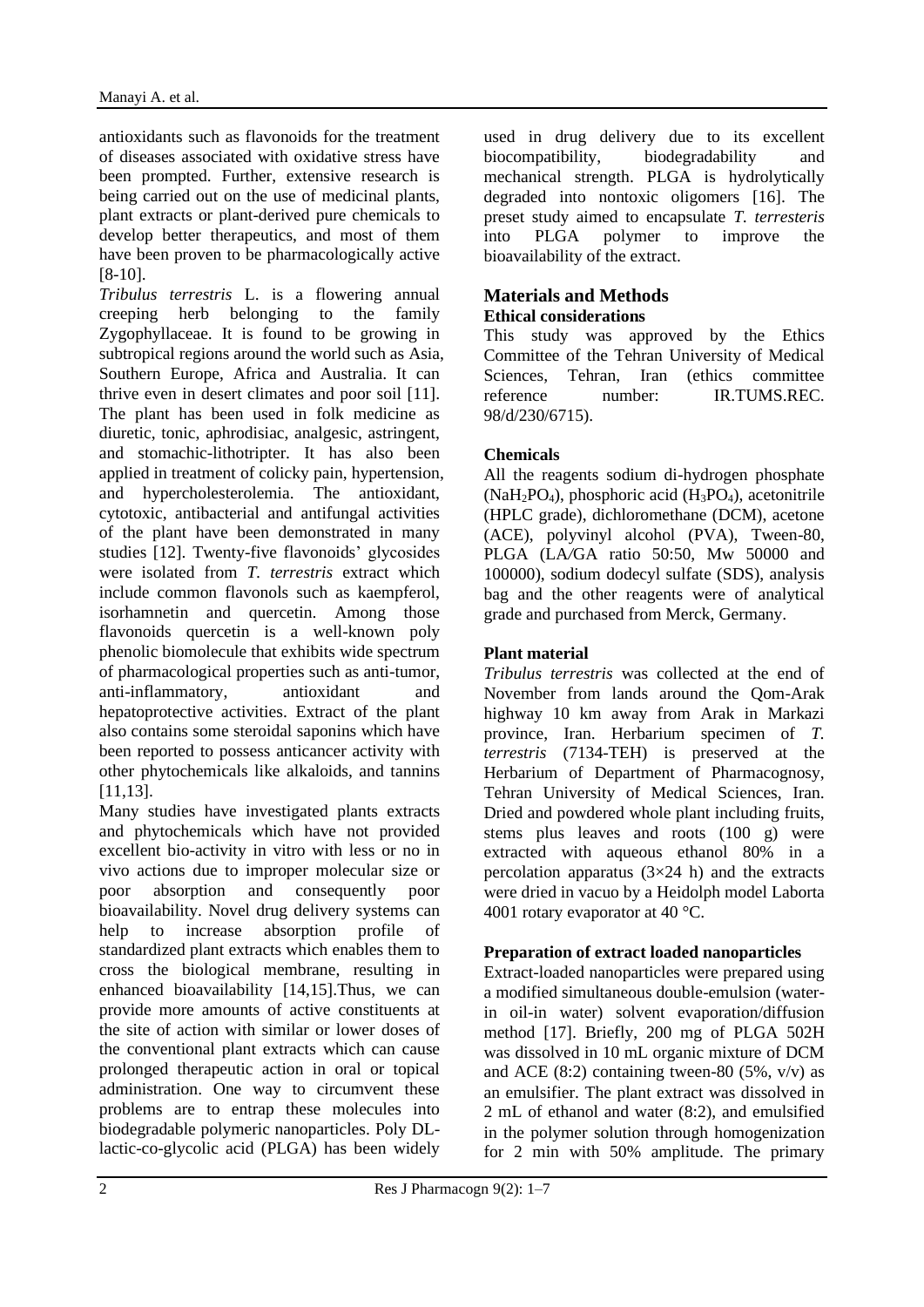antioxidants such as flavonoids for the treatment of diseases associated with oxidative stress have been prompted. Further, extensive research is being carried out on the use of medicinal plants, plant extracts or plant-derived pure chemicals to develop better therapeutics, and most of them have been proven to be pharmacologically active [8-10].

*Tribulus terrestris* L. is a flowering annual creeping herb belonging to the family Zygophyllaceae. It is found to be growing in subtropical regions around the world such as Asia, Southern Europe, Africa and Australia. It can thrive even in desert climates and poor soil [11]. The plant has been used in folk medicine as diuretic, tonic, aphrodisiac, analgesic, astringent, and stomachic-lithotripter. It has also been applied in treatment of colicky pain, hypertension, and hypercholesterolemia. The antioxidant, cytotoxic, antibacterial and antifungal activities of the plant have been demonstrated in many studies [12]. Twenty-five flavonoids' glycosides were isolated from *T. terrestris* extract which include common flavonols such as kaempferol, isorhamnetin and quercetin. Among those flavonoids quercetin is a well-known poly phenolic biomolecule that exhibits wide spectrum of pharmacological properties such as anti-tumor, anti-inflammatory, antioxidant and hepatoprotective activities. Extract of the plant also contains some steroidal saponins which have been reported to possess anticancer activity with other phytochemicals like alkaloids, and tannins [11,13].

Many studies have investigated plants extracts and phytochemicals which have not provided excellent bio-activity in vitro with less or no in vivo actions due to improper molecular size or poor absorption and consequently poor bioavailability. Novel drug delivery systems can help to increase absorption profile of standardized plant extracts which enables them to cross the biological membrane, resulting in enhanced bioavailability [14,15].Thus, we can provide more amounts of active constituents at the site of action with similar or lower doses of the conventional plant extracts which can cause prolonged therapeutic action in oral or topical administration. One way to circumvent these problems are to entrap these molecules into biodegradable polymeric nanoparticles. Poly DL-lactic-co-glycolic acid (PLGA) has been widely used in drug delivery due to its excellent biocompatibility, biodegradability and mechanical strength. PLGA is hydrolytically degraded into nontoxic oligomers [16]. The preset study aimed to encapsulate *T. terresteris* into PLGA polymer to improve the bioavailability of the extract.

## Materials and Methods

### Ethical considerations

This study was approved by the Ethics Committee of the Tehran University of Medical Sciences, Tehran, Iran (ethics committee reference number: IR.TUMS.REC. 98/d/230/6715).

### Chemicals

All the reagents sodium di-hydrogen phosphate ($NaH_2PO_4$), phosphoric acid ($H_3PO_4$), acetonitrile (HPLC grade), dichloromethane (DCM), acetone (ACE), polyvinyl alcohol (PVA), Tween-80, PLGA (LA/GA ratio 50:50, Mw 50000 and 100000), sodium dodecyl sulfate (SDS), analysis bag and the other reagents were of analytical grade and purchased from Merck, Germany.

### Plant material

*Tribulus terrestris* was collected at the end of November from lands around the Qom-Arak highway 10 km away from Arak in Markazi province, Iran. Herbarium specimen of *T. terrestris* (7134-TEH) is preserved at the Herbarium of Department of Pharmacognosy, Tehran University of Medical Sciences, Iran. Dried and powdered whole plant including fruits, stems plus leaves and roots (100 g) were extracted with aqueous ethanol 80% in a percolation apparatus (3×24 h) and the extracts were dried in vacuo by a Heidolph model Laborta 4001 rotary evaporator at 40 °C.

### Preparation of extract loaded nanoparticles

Extract-loaded nanoparticles were prepared using a modified simultaneous double-emulsion (water-in oil-in water) solvent evaporation/diffusion method [17]. Briefly, 200 mg of PLGA 502H was dissolved in 10 mL organic mixture of DCM and ACE (8:2) containing tween-80 (5%, v/v) as an emulsifier. The plant extract was dissolved in 2 mL of ethanol and water (8:2), and emulsified in the polymer solution through homogenization for 2 min with 50% amplitude. The primary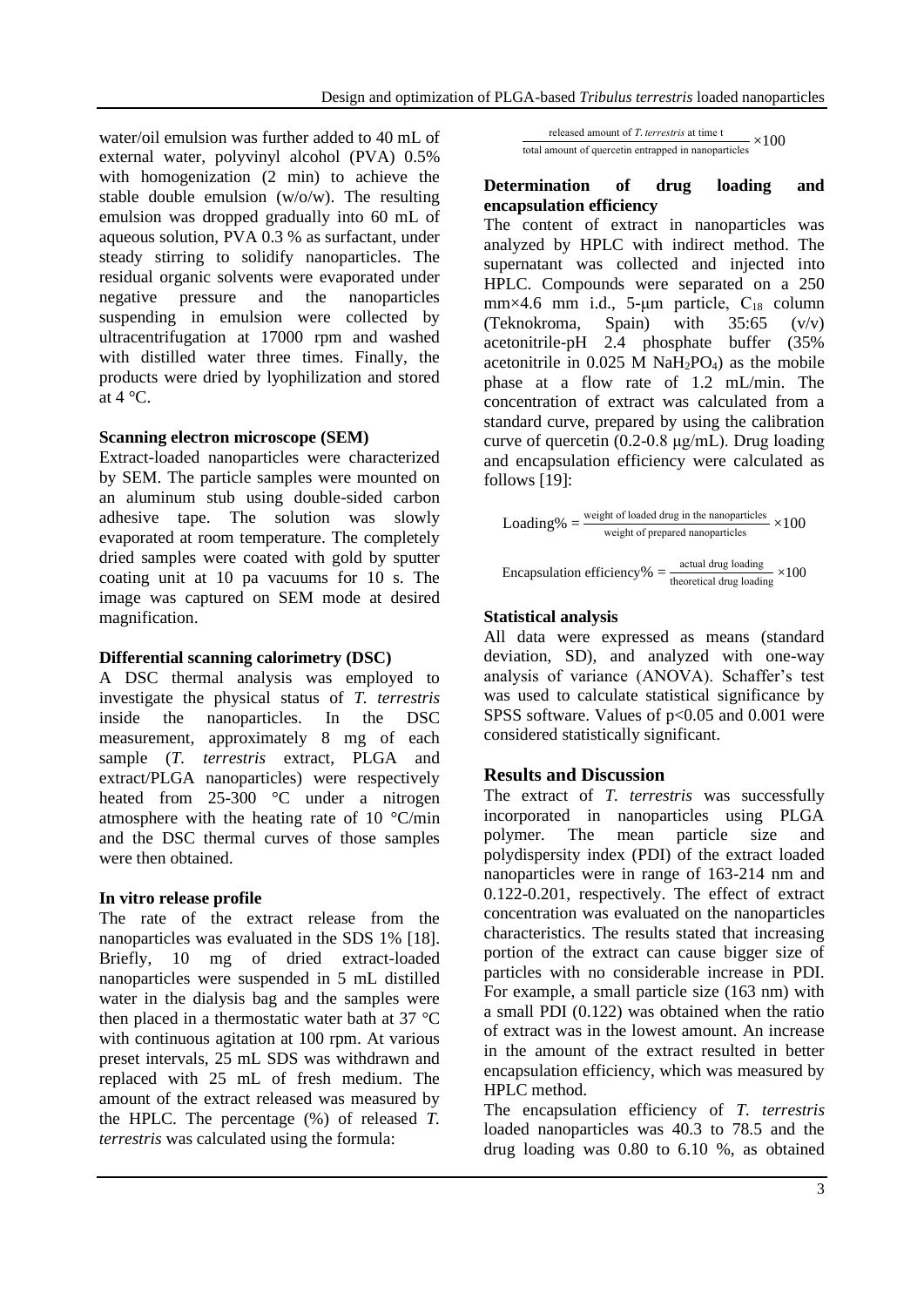water/oil emulsion was further added to 40 mL of external water, polyvinyl alcohol (PVA) 0.5% with homogenization (2 min) to achieve the stable double emulsion (w/o/w). The resulting emulsion was dropped gradually into 60 mL of aqueous solution, PVA 0.3 % as surfactant, under steady stirring to solidify nanoparticles. The residual organic solvents were evaporated under negative pressure and the nanoparticles suspending in emulsion were collected by ultracentrifugation at 17000 rpm and washed with distilled water three times. Finally, the products were dried by lyophilization and stored at 4 °C.

### Scanning electron microscope (SEM)

Extract-loaded nanoparticles were characterized by SEM. The particle samples were mounted on an aluminum stub using double-sided carbon adhesive tape. The solution was slowly evaporated at room temperature. The completely dried samples were coated with gold by sputter coating unit at 10 pa vacuums for 10 s. The image was captured on SEM mode at desired magnification.

### Differential scanning calorimetry (DSC)

A DSC thermal analysis was employed to investigate the physical status of *T. terrestris* inside the nanoparticles. In the DSC measurement, approximately 8 mg of each sample (*T. terrestris* extract, PLGA and extract/PLGA nanoparticles) were respectively heated from 25-300 °C under a nitrogen atmosphere with the heating rate of 10 °C/min and the DSC thermal curves of those samples were then obtained.

### In vitro release profile

The rate of the extract release from the nanoparticles was evaluated in the SDS 1% [18]. Briefly, 10 mg of dried extract-loaded nanoparticles were suspended in 5 mL distilled water in the dialysis bag and the samples were then placed in a thermostatic water bath at 37 °C with continuous agitation at 100 rpm. At various preset intervals, 25 mL SDS was withdrawn and replaced with 25 mL of fresh medium. The amount of the extract released was measured by the HPLC. The percentage (%) of released *T. terrestris* was calculated using the formula:

$$\frac{\text{released amount of } T. terrestris \text{ at time t}}{\text{total amount of quercetin entrapped in nanoparticles}} \times 100$$

### Determination of drug loading and encapsulation efficiency

The content of extract in nanoparticles was analyzed by HPLC with indirect method. The supernatant was collected and injected into HPLC. Compounds were separated on a 250 mm×4.6 mm i.d., 5-μm particle, $C_{18}$ column (Teknokroma, Spain) with 35:65 (v/v) acetonitrile-pH 2.4 phosphate buffer (35% acetonitrile in 0.025 M $NaH_2PO_4$) as the mobile phase at a flow rate of 1.2 mL/min. The concentration of extract was calculated from a standard curve, prepared by using the calibration curve of quercetin (0.2-0.8 μg/mL). Drug loading and encapsulation efficiency were calculated as follows [19]:

$$\text{Loading\%} = \frac{\text{weight of loaded drug in the nanoparticles}}{\text{weight of prepared nanoparticles}} \times 100$$

$$\text{Encapsulation efficiency\%} = \frac{\text{actual drug loading}}{\text{theoretical drug loading}} \times 100$$

### Statistical analysis

All data were expressed as means (standard deviation, SD), and analyzed with one-way analysis of variance (ANOVA). Schaffer's test was used to calculate statistical significance by SPSS software. Values of $p<0.05$ and 0.001 were considered statistically significant.

## Results and Discussion

The extract of *T. terrestris* was successfully incorporated in nanoparticles using PLGA polymer. The mean particle size and polydispersity index (PDI) of the extract loaded nanoparticles were in range of 163-214 nm and 0.122-0.201, respectively. The effect of extract concentration was evaluated on the nanoparticles characteristics. The results stated that increasing portion of the extract can cause bigger size of particles with no considerable increase in PDI. For example, a small particle size (163 nm) with a small PDI (0.122) was obtained when the ratio of extract was in the lowest amount. An increase in the amount of the extract resulted in better encapsulation efficiency, which was measured by HPLC method.

The encapsulation efficiency of *T. terrestris* loaded nanoparticles was 40.3 to 78.5 and the drug loading was 0.80 to 6.10 %, as obtained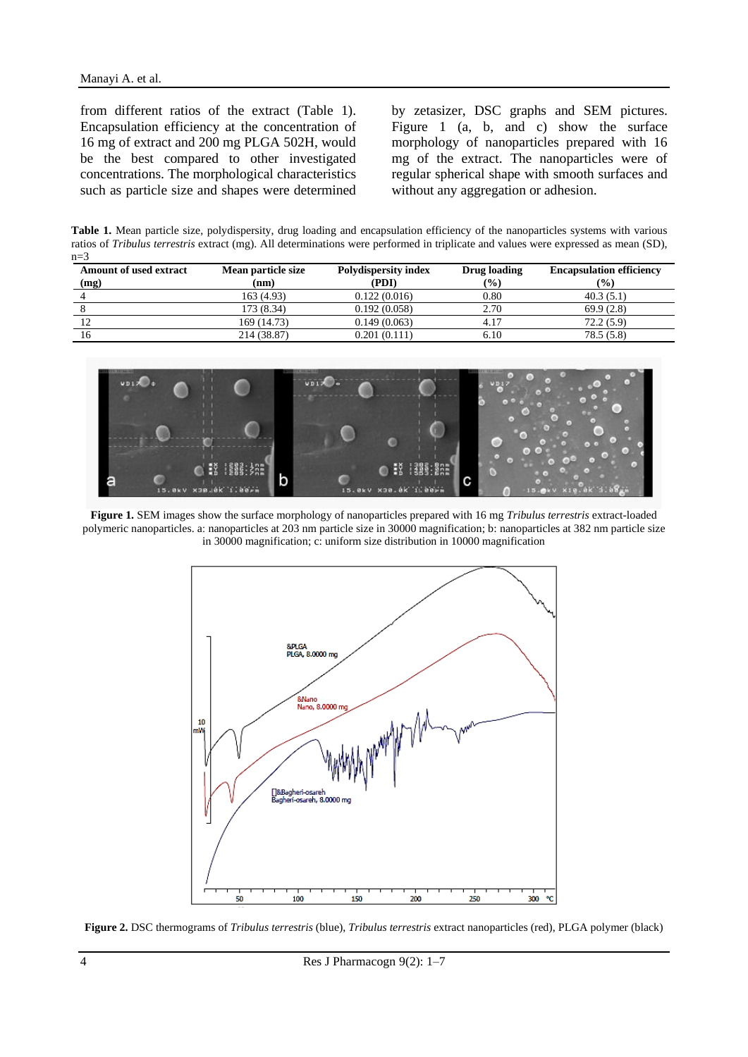from different ratios of the extract (Table 1). Encapsulation efficiency at the concentration of 16 mg of extract and 200 mg PLGA 502H, would be the best compared to other investigated concentrations. The morphological characteristics such as particle size and shapes were determined by zetasizer, DSC graphs and SEM pictures. Figure 1 (a, b, and c) show the surface morphology of nanoparticles prepared with 16 mg of the extract. The nanoparticles were of regular spherical shape with smooth surfaces and without any aggregation or adhesion.

**Table 1.** Mean particle size, polydispersity, drug loading and encapsulation efficiency of the nanoparticles systems with various ratios of *Tribulus terrestris* extract (mg). All determinations were performed in triplicate and values were expressed as mean (SD), n=3

| Amount of used extract (mg) | Mean particle size (nm) | Polydispersity index (PDI) | Drug loading (%) | Encapsulation efficiency (%) |
|---|---|---|---|---|
| 4 | 163 (4.93) | 0.122 (0.016) | 0.80 | 40.3 (5.1) |
| 8 | 173 (8.34) | 0.192 (0.058) | 2.70 | 69.9 (2.8) |
| 12 | 169 (14.73) | 0.149 (0.063) | 4.17 | 72.2 (5.9) |
| 16 | 214 (38.87) | 0.201 (0.111) | 6.10 | 78.5 (5.8) |

**Figure 1.** SEM images show the surface morphology of nanoparticles prepared with 16 mg *Tribulus terrestris* extract-loaded polymeric nanoparticles. a: nanoparticles at 203 nm particle size in 30000 magnification; b: nanoparticles at 382 nm particle size in 30000 magnification; c: uniform size distribution in 10000 magnification

**Figure 2.** DSC thermograms of *Tribulus terrestris* (blue), *Tribulus terrestris* extract nanoparticles (red), PLGA polymer (black)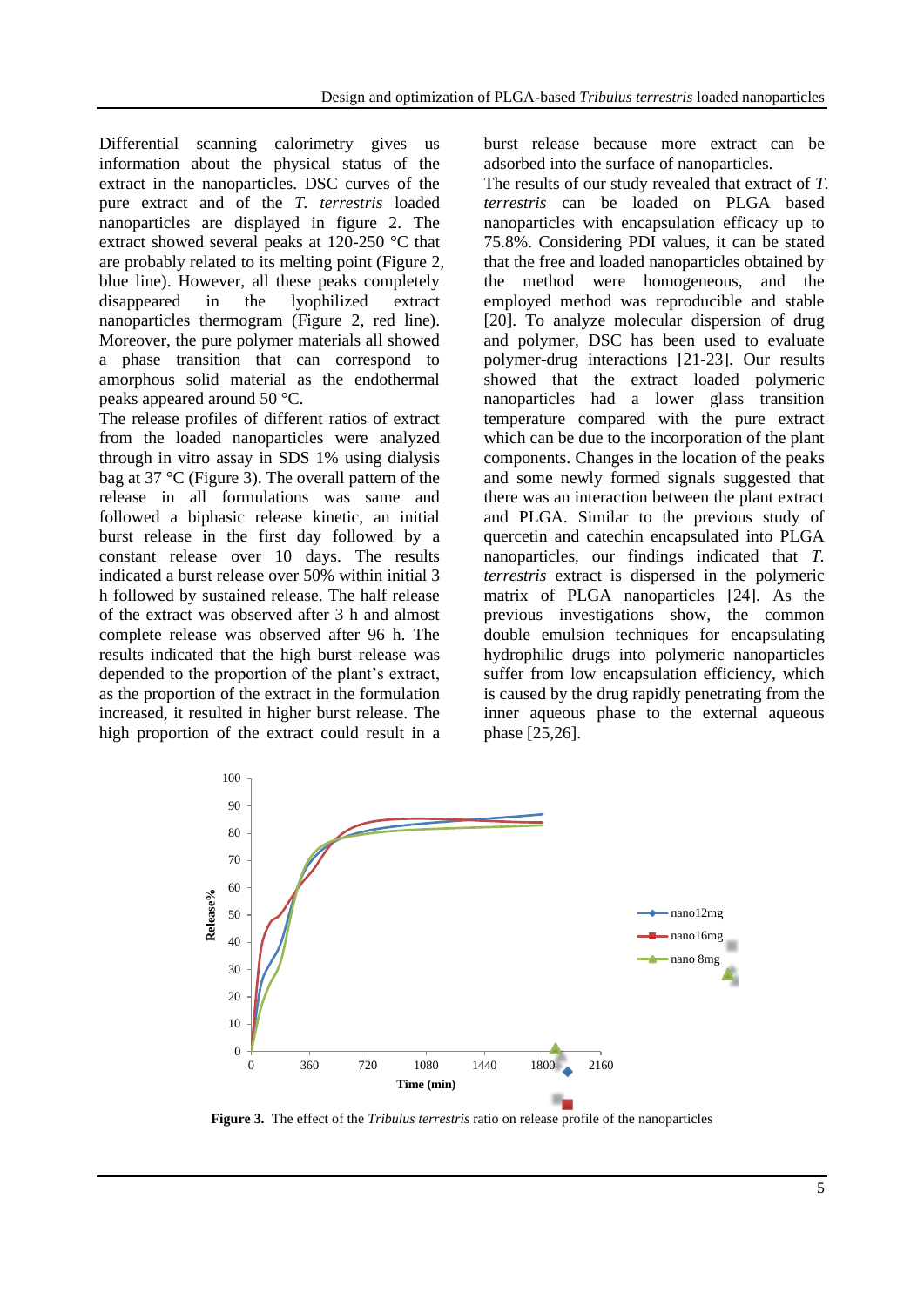Differential scanning calorimetry gives us information about the physical status of the extract in the nanoparticles. DSC curves of the pure extract and of the *T. terrestris* loaded nanoparticles are displayed in figure 2. The extract showed several peaks at 120-250 °C that are probably related to its melting point (Figure 2, blue line). However, all these peaks completely disappeared in the lyophilized extract nanoparticles thermogram (Figure 2, red line). Moreover, the pure polymer materials all showed a phase transition that can correspond to amorphous solid material as the endothermal peaks appeared around 50 °C.

The release profiles of different ratios of extract from the loaded nanoparticles were analyzed through in vitro assay in SDS 1% using dialysis bag at 37 °C (Figure 3). The overall pattern of the release in all formulations was same and followed a biphasic release kinetic, an initial burst release in the first day followed by a constant release over 10 days. The results indicated a burst release over 50% within initial 3 h followed by sustained release. The half release of the extract was observed after 3 h and almost complete release was observed after 96 h. The results indicated that the high burst release was depended to the proportion of the plant's extract, as the proportion of the extract in the formulation increased, it resulted in higher burst release. The high proportion of the extract could result in a burst release because more extract can be adsorbed into the surface of nanoparticles.

The results of our study revealed that extract of *T. terrestris* can be loaded on PLGA based nanoparticles with encapsulation efficacy up to 75.8%. Considering PDI values, it can be stated that the free and loaded nanoparticles obtained by the method were homogeneous, and the employed method was reproducible and stable [20]. To analyze molecular dispersion of drug and polymer, DSC has been used to evaluate polymer-drug interactions [21-23]. Our results showed that the extract loaded polymeric nanoparticles had a lower glass transition temperature compared with the pure extract which can be due to the incorporation of the plant components. Changes in the location of the peaks and some newly formed signals suggested that there was an interaction between the plant extract and PLGA. Similar to the previous study of quercetin and catechin encapsulated into PLGA nanoparticles, our findings indicated that *T. terrestris* extract is dispersed in the polymeric matrix of PLGA nanoparticles [24]. As the previous investigations show, the common double emulsion techniques for encapsulating hydrophilic drugs into polymeric nanoparticles suffer from low encapsulation efficiency, which is caused by the drug rapidly penetrating from the inner aqueous phase to the external aqueous phase [25,26].

**Figure 3.** The effect of the *Tribulus terrestris* ratio on release profile of the nanoparticles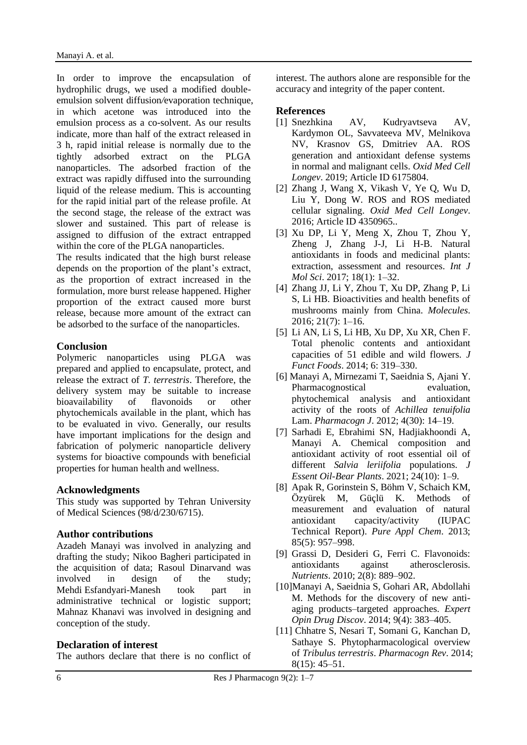In order to improve the encapsulation of hydrophilic drugs, we used a modified double-emulsion solvent diffusion/evaporation technique, in which acetone was introduced into the emulsion process as a co-solvent. As our results indicate, more than half of the extract released in 3 h, rapid initial release is normally due to the tightly adsorbed extract on the PLGA nanoparticles. The adsorbed fraction of the extract was rapidly diffused into the surrounding liquid of the release medium. This is accounting for the rapid initial part of the release profile. At the second stage, the release of the extract was slower and sustained. This part of release is assigned to diffusion of the extract entrapped within the core of the PLGA nanoparticles.

The results indicated that the high burst release depends on the proportion of the plant's extract, as the proportion of extract increased in the formulation, more burst release happened. Higher proportion of the extract caused more burst release, because more amount of the extract can be adsorbed to the surface of the nanoparticles.

## Conclusion

Polymeric nanoparticles using PLGA was prepared and applied to encapsulate, protect, and release the extract of *T. terrestris*. Therefore, the delivery system may be suitable to increase bioavailability of flavonoids or other phytochemicals available in the plant, which has to be evaluated in vivo. Generally, our results have important implications for the design and fabrication of polymeric nanoparticle delivery systems for bioactive compounds with beneficial properties for human health and wellness.

## Acknowledgments

This study was supported by Tehran University of Medical Sciences (98/d/230/6715).

## Author contributions

Azadeh Manayi was involved in analyzing and drafting the study; Nikoo Bagheri participated in the acquisition of data; Rasoul Dinarvand was involved in design of the study; Mehdi Esfandyari-Manesh took part in administrative technical or logistic support; Mahnaz Khanavi was involved in designing and conception of the study.

## Declaration of interest

The authors declare that there is no conflict of interest. The authors alone are responsible for the accuracy and integrity of the paper content.

## References

[1] Snezhkina AV, Kudryavtseva AV, Kardymon OL, Savvateeva MV, Melnikova NV, Krasnov GS, Dmitriev AA. ROS generation and antioxidant defense systems in normal and malignant cells. *Oxid Med Cell Longev*. 2019; Article ID 6175804.

[2] Zhang J, Wang X, Vikash V, Ye Q, Wu D, Liu Y, Dong W. ROS and ROS mediated cellular signaling. *Oxid Med Cell Longev*. 2016; Article ID 4350965..

[3] Xu DP, Li Y, Meng X, Zhou T, Zhou Y, Zheng J, Zhang J-J, Li H-B. Natural antioxidants in foods and medicinal plants: extraction, assessment and resources. *Int J Mol Sci*. 2017; 18(1): 1–32.

[4] Zhang JJ, Li Y, Zhou T, Xu DP, Zhang P, Li S, Li HB. Bioactivities and health benefits of mushrooms mainly from China. *Molecules*. 2016; 21(7): 1–16.

[5] Li AN, Li S, Li HB, Xu DP, Xu XR, Chen F. Total phenolic contents and antioxidant capacities of 51 edible and wild flowers. *J Funct Foods*. 2014; 6: 319–330.

[6] Manayi A, Mirnezami T, Saeidnia S, Ajani Y. Pharmacognostical evaluation, phytochemical analysis and antioxidant activity of the roots of *Achillea tenuifolia* Lam. *Pharmacogn J*. 2012; 4(30): 14–19.

[7] Sarhadi E, Ebrahimi SN, Hadjiakhoondi A, Manayi A. Chemical composition and antioxidant activity of root essential oil of different *Salvia leriifolia* populations. *J Essent Oil-Bear Plants*. 2021; 24(10): 1–9.

[8] Apak R, Gorinstein S, Böhm V, Schaich KM, Özyürek M, Güçlü K. Methods of measurement and evaluation of natural antioxidant capacity/activity (IUPAC Technical Report). *Pure Appl Chem*. 2013; 85(5): 957–998.

[9] Grassi D, Desideri G, Ferri C. Flavonoids: antioxidants against atherosclerosis. *Nutrients*. 2010; 2(8): 889–902.

[10] Manayi A, Saeidnia S, Gohari AR, Abdollahi M. Methods for the discovery of new anti-aging products–targeted approaches. *Expert Opin Drug Discov*. 2014; 9(4): 383–405.

[11] Chhatre S, Nesari T, Somani G, Kanchan D, Sathaye S. Phytopharmacological overview of *Tribulus terrestris*. *Pharmacogn Rev*. 2014; 8(15): 45–51.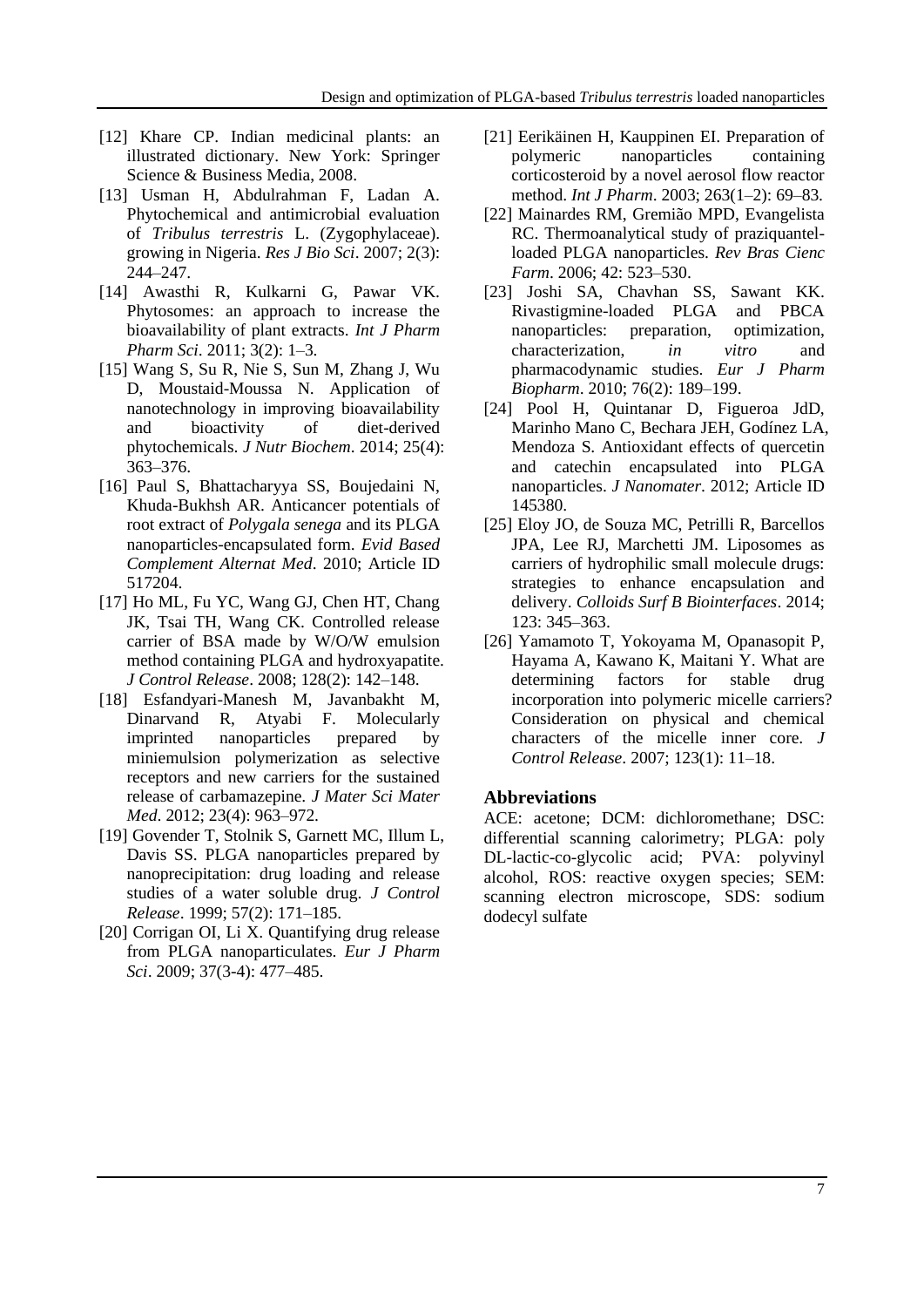[12] Khare CP. Indian medicinal plants: an illustrated dictionary. New York: Springer Science & Business Media, 2008.

[13] Usman H, Abdulrahman F, Ladan A. Phytochemical and antimicrobial evaluation of *Tribulus terrestris* L. (Zygophylaceae). growing in Nigeria. *Res J Bio Sci*. 2007; 2(3): 244–247.

[14] Awasthi R, Kulkarni G, Pawar VK. Phytosomes: an approach to increase the bioavailability of plant extracts. *Int J Pharm Pharm Sci*. 2011; 3(2): 1–3.

[15] Wang S, Su R, Nie S, Sun M, Zhang J, Wu D, Moustaid-Moussa N. Application of nanotechnology in improving bioavailability and bioactivity of diet-derived phytochemicals. *J Nutr Biochem*. 2014; 25(4): 363–376.

[16] Paul S, Bhattacharyya SS, Boujedaini N, Khuda-Bukhsh AR. Anticancer potentials of root extract of *Polygala senega* and its PLGA nanoparticles-encapsulated form. *Evid Based Complement Alternat Med*. 2010; Article ID 517204.

[17] Ho ML, Fu YC, Wang GJ, Chen HT, Chang JK, Tsai TH, Wang CK. Controlled release carrier of BSA made by W/O/W emulsion method containing PLGA and hydroxyapatite. *J Control Release*. 2008; 128(2): 142–148.

[18] Esfandyari-Manesh M, Javanbakht M, Dinarvand R, Atyabi F. Molecularly imprinted nanoparticles prepared by miniemulsion polymerization as selective receptors and new carriers for the sustained release of carbamazepine. *J Mater Sci Mater Med*. 2012; 23(4): 963–972.

[19] Govender T, Stolnik S, Garnett MC, Illum L, Davis SS. PLGA nanoparticles prepared by nanoprecipitation: drug loading and release studies of a water soluble drug. *J Control Release*. 1999; 57(2): 171–185.

[20] Corrigan OI, Li X. Quantifying drug release from PLGA nanoparticulates. *Eur J Pharm Sci*. 2009; 37(3-4): 477–485.

[21] Eerikäinen H, Kauppinen EI. Preparation of polymeric nanoparticles containing corticosteroid by a novel aerosol flow reactor method. *Int J Pharm*. 2003; 263(1–2): 69–83.

[22] Mainardes RM, Gremião MPD, Evangelista RC. Thermoanalytical study of praziquantel-loaded PLGA nanoparticles. *Rev Bras Cienc Farm*. 2006; 42: 523–530.

[23] Joshi SA, Chavhan SS, Sawant KK. Rivastigmine-loaded PLGA and PBCA nanoparticles: preparation, optimization, characterization, *in vitro* and pharmacodynamic studies. *Eur J Pharm Biopharm*. 2010; 76(2): 189–199.

[24] Pool H, Quintanar D, Figueroa JdD, Marinho Mano C, Bechara JEH, Godínez LA, Mendoza S. Antioxidant effects of quercetin and catechin encapsulated into PLGA nanoparticles. *J Nanomater*. 2012; Article ID 145380.

[25] Eloy JO, de Souza MC, Petrilli R, Barcellos JPA, Lee RJ, Marchetti JM. Liposomes as carriers of hydrophilic small molecule drugs: strategies to enhance encapsulation and delivery. *Colloids Surf B Biointerfaces*. 2014; 123: 345–363.

[26] Yamamoto T, Yokoyama M, Opanasopit P, Hayama A, Kawano K, Maitani Y. What are determining factors for stable drug incorporation into polymeric micelle carriers? Consideration on physical and chemical characters of the micelle inner core. *J Control Release*. 2007; 123(1): 11–18.

## Abbreviations

ACE: acetone; DCM: dichloromethane; DSC: differential scanning calorimetry; PLGA: poly DL-lactic-co-glycolic acid; PVA: polyvinyl alcohol, ROS: reactive oxygen species; SEM: scanning electron microscope, SDS: sodium dodecyl sulfate